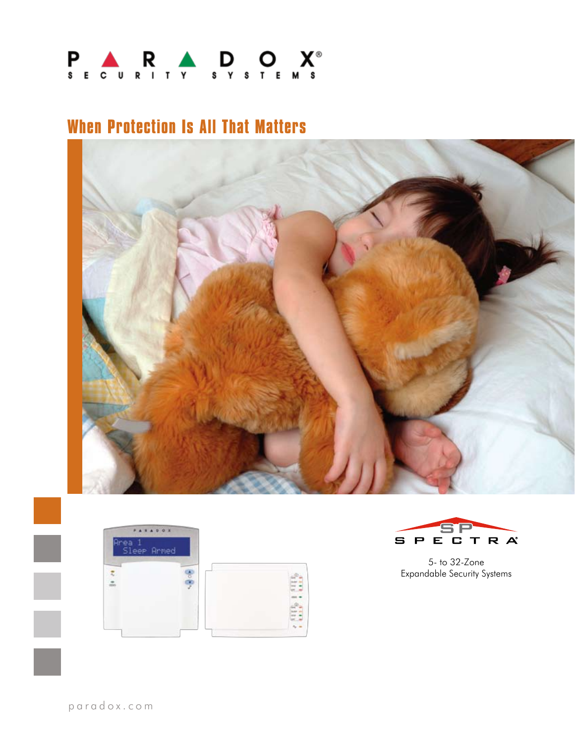PARADOX® SECURITY SYSTEMS

# When Protection Is All That Matters

SP SPECTRA®

5- to 32-Zone
Expandable Security Systems

paradox.com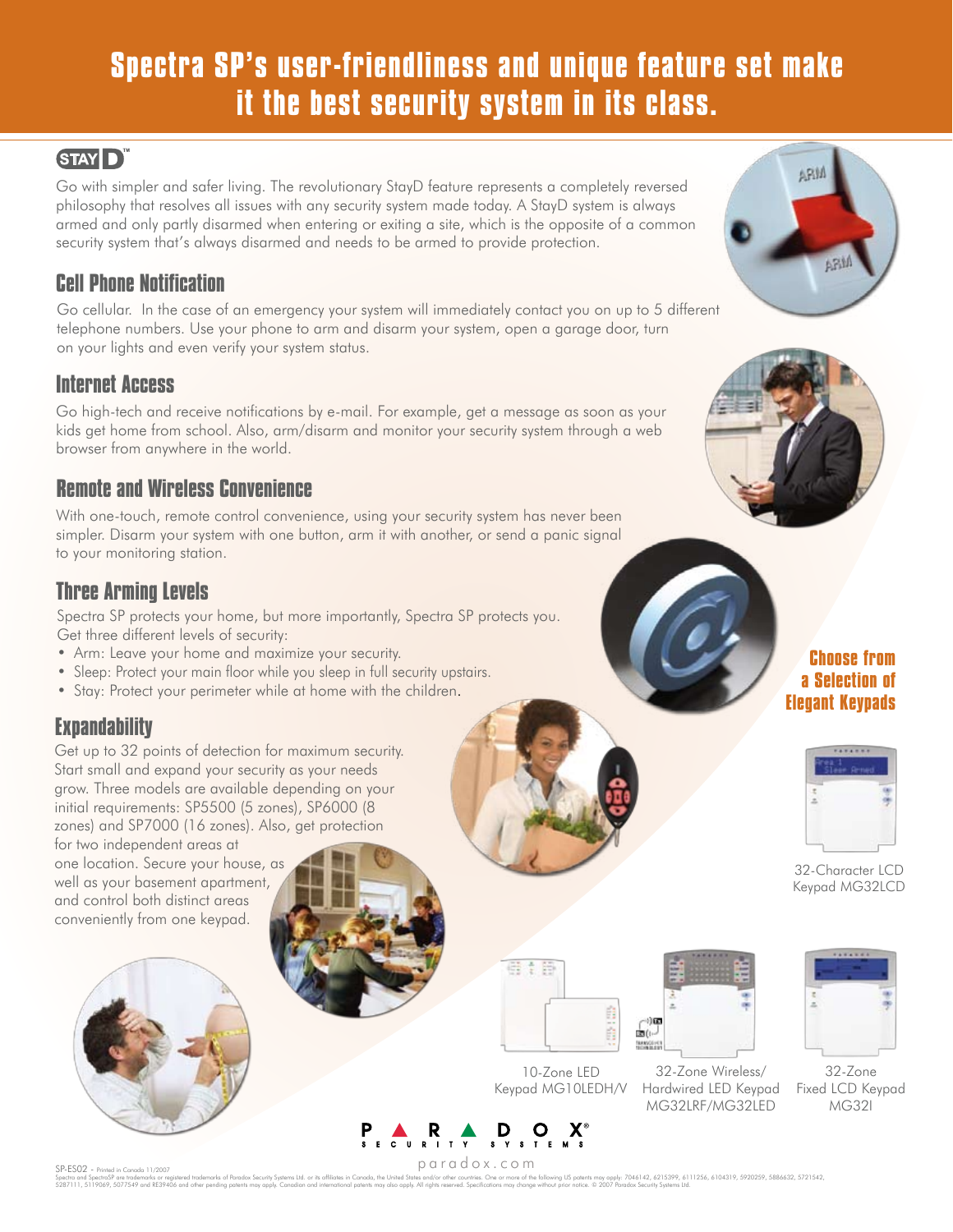# Spectra SP's user-friendliness and unique feature set make it the best security system in its class.

## STAY D™

Go with simpler and safer living. The revolutionary StayD feature represents a completely reversed philosophy that resolves all issues with any security system made today. A StayD system is always armed and only partly disarmed when entering or exiting a site, which is the opposite of a common security system that's always disarmed and needs to be armed to provide protection.

## Cell Phone Notification

Go cellular. In the case of an emergency your system will immediately contact you on up to 5 different telephone numbers. Use your phone to arm and disarm your system, open a garage door, turn on your lights and even verify your system status.

## Internet Access

Go high-tech and receive notifications by e-mail. For example, get a message as soon as your kids get home from school. Also, arm/disarm and monitor your security system through a web browser from anywhere in the world.

## Remote and Wireless Convenience

With one-touch, remote control convenience, using your security system has never been simpler. Disarm your system with one button, arm it with another, or send a panic signal to your monitoring station.

## Three Arming Levels

Spectra SP protects your home, but more importantly, Spectra SP protects you. Get three different levels of security:

- Arm: Leave your home and maximize your security.
- Sleep: Protect your main floor while you sleep in full security upstairs.
- Stay: Protect your perimeter while at home with the children.

## Expandability

Get up to 32 points of detection for maximum security. Start small and expand your security as your needs grow. Three models are available depending on your initial requirements: SP5500 (5 zones), SP6000 (8 zones) and SP7000 (16 zones). Also, get protection for two independent areas at one location. Secure your house, as well as your basement apartment, and control both distinct areas conveniently from one keypad.

## Choose from a Selection of Elegant Keypads

32-Character LCD Keypad MG32LCD

10-Zone LED Keypad MG10LEDH/V

32-Zone Wireless/ Hardwired LED Keypad MG32LRF/MG32LED

32-Zone Fixed LCD Keypad MG32I

PARADOX SECURITY SYSTEMS

paradox.com

SP-ES02 - Printed in Canada 11/2007

Spectra and SpectraSP are trademarks or registered trademarks of Paradox Security Systems Ltd. or its affiliates in Canada, the United States and/or other countries. One or more of the following US patents may apply: 7046142, 6215399, 6111256, 6104319, 5920259, 5886632, 5721542, 5287111, 5119069, 5077549 and RE39406 and other pending patents may apply. Canadian and international patents may also apply. All rights reserved. Specifications may change without prior notice. © 2007 Paradox Security Systems Ltd.